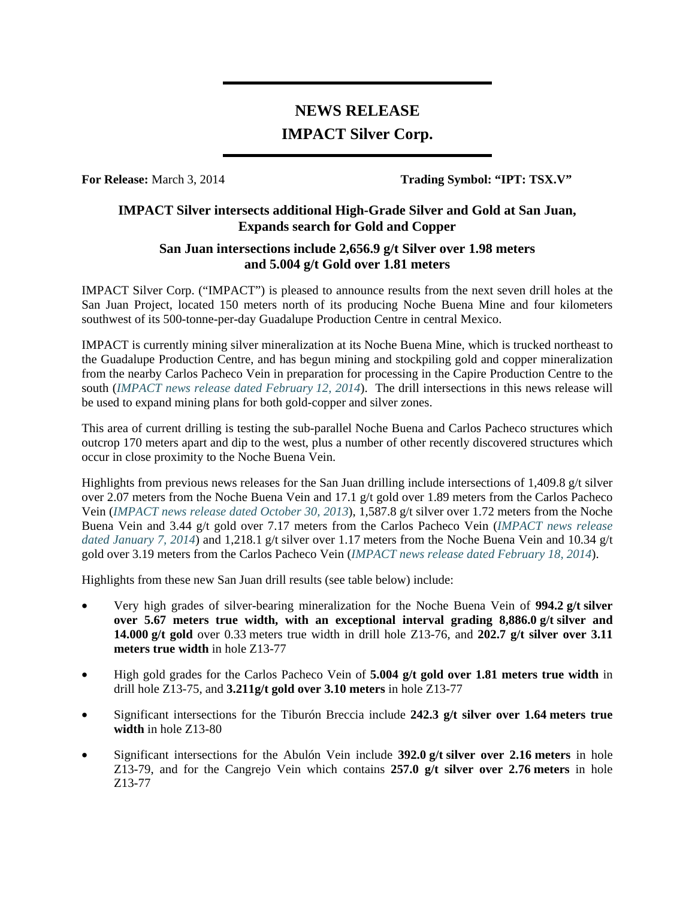# NEWS RELEASE

## IMPACT Silver Corp.

**For Release:** March 3, 2014 **Trading Symbol: "IPT: TSX.V"**

### IMPACT Silver intersects additional High-Grade Silver and Gold at San Juan, Expands search for Gold and Copper

### San Juan intersections include 2,656.9 g/t Silver over 1.98 meters and 5.004 g/t Gold over 1.81 meters

IMPACT Silver Corp. ("IMPACT") is pleased to announce results from the next seven drill holes at the San Juan Project, located 150 meters north of its producing Noche Buena Mine and four kilometers southwest of its 500-tonne-per-day Guadalupe Production Centre in central Mexico.

IMPACT is currently mining silver mineralization at its Noche Buena Mine, which is trucked northeast to the Guadalupe Production Centre, and has begun mining and stockpiling gold and copper mineralization from the nearby Carlos Pacheco Vein in preparation for processing in the Capire Production Centre to the south (*IMPACT news release dated February 12, 2014*). The drill intersections in this news release will be used to expand mining plans for both gold-copper and silver zones.

This area of current drilling is testing the sub-parallel Noche Buena and Carlos Pacheco structures which outcrop 170 meters apart and dip to the west, plus a number of other recently discovered structures which occur in close proximity to the Noche Buena Vein.

Highlights from previous news releases for the San Juan drilling include intersections of 1,409.8 g/t silver over 2.07 meters from the Noche Buena Vein and 17.1 g/t gold over 1.89 meters from the Carlos Pacheco Vein (*IMPACT news release dated October 30, 2013*), 1,587.8 g/t silver over 1.72 meters from the Noche Buena Vein and 3.44 g/t gold over 7.17 meters from the Carlos Pacheco Vein (*IMPACT news release dated January 7, 2014*) and 1,218.1 g/t silver over 1.17 meters from the Noche Buena Vein and 10.34 g/t gold over 3.19 meters from the Carlos Pacheco Vein (*IMPACT news release dated February 18, 2014*).

Highlights from these new San Juan drill results (see table below) include:

- Very high grades of silver-bearing mineralization for the Noche Buena Vein of **994.2 g/t silver over 5.67 meters true width, with an exceptional interval grading 8,886.0 g/t silver and 14.000 g/t gold** over 0.33 meters true width in drill hole Z13-76, and **202.7 g/t silver over 3.11 meters true width** in hole Z13-77
- High gold grades for the Carlos Pacheco Vein of **5.004 g/t gold over 1.81 meters true width** in drill hole Z13-75, and **3.211g/t gold over 3.10 meters** in hole Z13-77
- Significant intersections for the Tiburón Breccia include **242.3 g/t silver over 1.64 meters true width** in hole Z13-80
- Significant intersections for the Abulón Vein include **392.0 g/t silver over 2.16 meters** in hole Z13-79, and for the Cangrejo Vein which contains **257.0 g/t silver over 2.76 meters** in hole Z13-77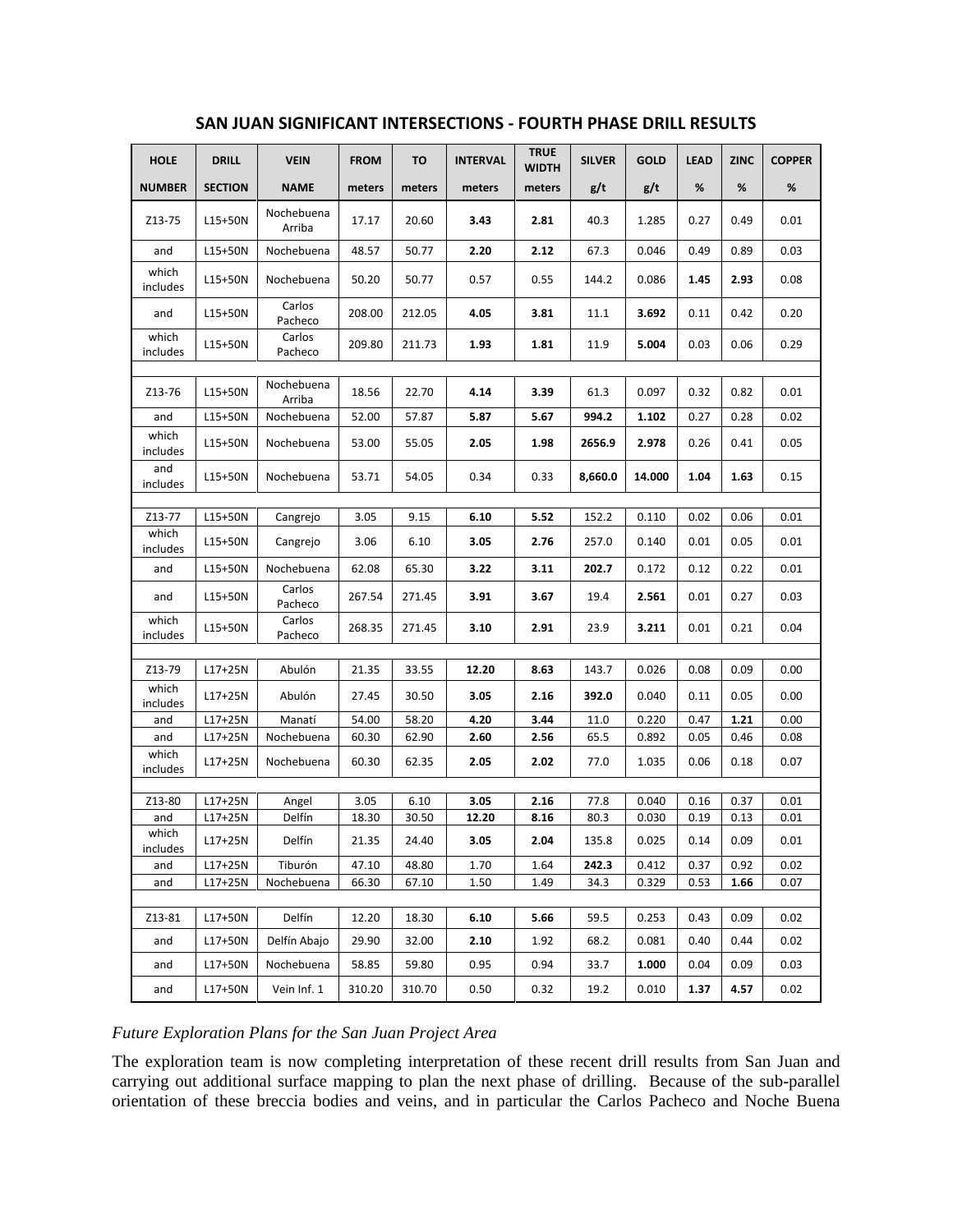## SAN JUAN SIGNIFICANT INTERSECTIONS - FOURTH PHASE DRILL RESULTS

| HOLE NUMBER | DRILL SECTION | VEIN NAME | FROM meters | TO meters | INTERVAL meters | TRUE WIDTH meters | SILVER g/t | GOLD g/t | LEAD % | ZINC % | COPPER % |
|---|---|---|---|---|---|---|---|---|---|---|---|
| Z13-75 | L15+50N | Nochebuena Arriba | 17.17 | 20.60 | **3.43** | **2.81** | 40.3 | 1.285 | 0.27 | 0.49 | 0.01 |
| and | L15+50N | Nochebuena | 48.57 | 50.77 | **2.20** | **2.12** | 67.3 | 0.046 | 0.49 | 0.89 | 0.03 |
| which includes | L15+50N | Nochebuena | 50.20 | 50.77 | 0.57 | 0.55 | 144.2 | 0.086 | **1.45** | **2.93** | 0.08 |
| and | L15+50N | Carlos Pacheco | 208.00 | 212.05 | **4.05** | **3.81** | 11.1 | **3.692** | 0.11 | 0.42 | 0.20 |
| which includes | L15+50N | Carlos Pacheco | 209.80 | 211.73 | **1.93** | **1.81** | 11.9 | **5.004** | 0.03 | 0.06 | 0.29 |
| | | | | | | | | | | | |
| Z13-76 | L15+50N | Nochebuena Arriba | 18.56 | 22.70 | **4.14** | **3.39** | 61.3 | 0.097 | 0.32 | 0.82 | 0.01 |
| and | L15+50N | Nochebuena | 52.00 | 57.87 | **5.87** | **5.67** | **994.2** | **1.102** | 0.27 | 0.28 | 0.02 |
| which includes | L15+50N | Nochebuena | 53.00 | 55.05 | **2.05** | **1.98** | **2656.9** | **2.978** | 0.26 | 0.41 | 0.05 |
| and includes | L15+50N | Nochebuena | 53.71 | 54.05 | 0.34 | 0.33 | **8,660.0** | **14.000** | **1.04** | **1.63** | 0.15 |
| | | | | | | | | | | | |
| Z13-77 | L15+50N | Cangrejo | 3.05 | 9.15 | **6.10** | **5.52** | 152.2 | 0.110 | 0.02 | 0.06 | 0.01 |
| which includes | L15+50N | Cangrejo | 3.06 | 6.10 | **3.05** | **2.76** | 257.0 | 0.140 | 0.01 | 0.05 | 0.01 |
| and | L15+50N | Nochebuena | 62.08 | 65.30 | **3.22** | **3.11** | **202.7** | 0.172 | 0.12 | 0.22 | 0.01 |
| and | L15+50N | Carlos Pacheco | 267.54 | 271.45 | **3.91** | **3.67** | 19.4 | **2.561** | 0.01 | 0.27 | 0.03 |
| which includes | L15+50N | Carlos Pacheco | 268.35 | 271.45 | **3.10** | **2.91** | 23.9 | **3.211** | 0.01 | 0.21 | 0.04 |
| | | | | | | | | | | | |
| Z13-79 | L17+25N | Abulón | 21.35 | 33.55 | **12.20** | **8.63** | 143.7 | 0.026 | 0.08 | 0.09 | 0.00 |
| which includes | L17+25N | Abulón | 27.45 | 30.50 | **3.05** | **2.16** | **392.0** | 0.040 | 0.11 | 0.05 | 0.00 |
| and | L17+25N | Manatí | 54.00 | 58.20 | **4.20** | **3.44** | 11.0 | 0.220 | 0.47 | **1.21** | 0.00 |
| and | L17+25N | Nochebuena | 60.30 | 62.90 | **2.60** | **2.56** | 65.5 | 0.892 | 0.05 | 0.46 | 0.08 |
| which includes | L17+25N | Nochebuena | 60.30 | 62.35 | **2.05** | **2.02** | 77.0 | 1.035 | 0.06 | 0.18 | 0.07 |
| | | | | | | | | | | | |
| Z13-80 | L17+25N | Angel | 3.05 | 6.10 | **3.05** | **2.16** | 77.8 | 0.040 | 0.16 | 0.37 | 0.01 |
| and | L17+25N | Delfín | 18.30 | 30.50 | **12.20** | **8.16** | 80.3 | 0.030 | 0.19 | 0.13 | 0.01 |
| which includes | L17+25N | Delfín | 21.35 | 24.40 | **3.05** | **2.04** | 135.8 | 0.025 | 0.14 | 0.09 | 0.01 |
| and | L17+25N | Tiburón | 47.10 | 48.80 | 1.70 | 1.64 | **242.3** | 0.412 | 0.37 | 0.92 | 0.02 |
| and | L17+25N | Nochebuena | 66.30 | 67.10 | 1.50 | 1.49 | 34.3 | 0.329 | 0.53 | **1.66** | 0.07 |
| | | | | | | | | | | | |
| Z13-81 | L17+50N | Delfín | 12.20 | 18.30 | **6.10** | **5.66** | 59.5 | 0.253 | 0.43 | 0.09 | 0.02 |
| and | L17+50N | Delfín Abajo | 29.90 | 32.00 | **2.10** | **1.92** | 68.2 | 0.081 | 0.40 | 0.44 | 0.02 |
| and | L17+50N | Nochebuena | 58.85 | 59.80 | 0.95 | 0.94 | 33.7 | **1.000** | 0.04 | 0.09 | 0.03 |
| and | L17+50N | Vein Inf. 1 | 310.20 | 310.70 | 0.50 | 0.32 | 19.2 | 0.010 | **1.37** | **4.57** | 0.02 |

*Future Exploration Plans for the San Juan Project Area*

The exploration team is now completing interpretation of these recent drill results from San Juan and carrying out additional surface mapping to plan the next phase of drilling. Because of the sub-parallel orientation of these breccia bodies and veins, and in particular the Carlos Pacheco and Noche Buena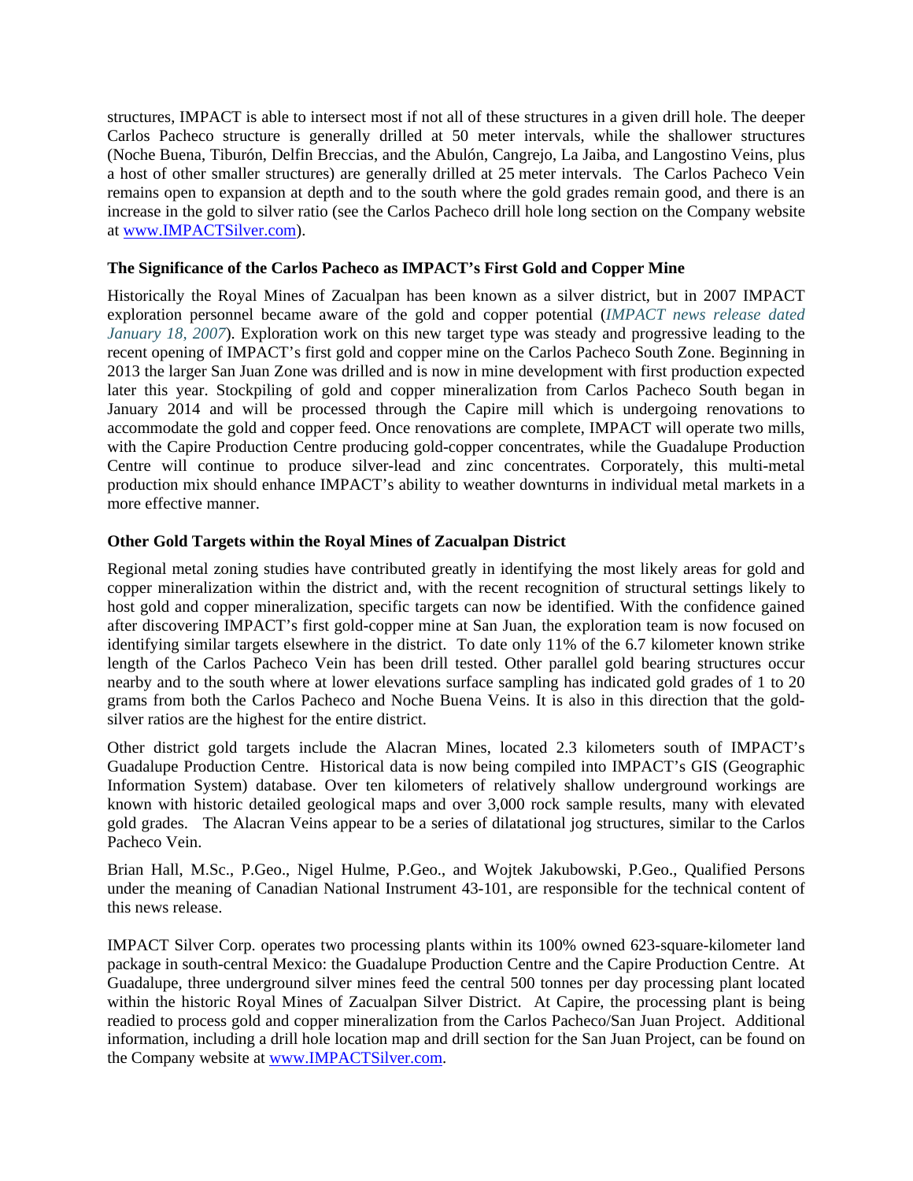structures, IMPACT is able to intersect most if not all of these structures in a given drill hole. The deeper Carlos Pacheco structure is generally drilled at 50 meter intervals, while the shallower structures (Noche Buena, Tiburón, Delfin Breccias, and the Abulón, Cangrejo, La Jaiba, and Langostino Veins, plus a host of other smaller structures) are generally drilled at 25 meter intervals. The Carlos Pacheco Vein remains open to expansion at depth and to the south where the gold grades remain good, and there is an increase in the gold to silver ratio (see the Carlos Pacheco drill hole long section on the Company website at www.IMPACTSilver.com).

**The Significance of the Carlos Pacheco as IMPACT's First Gold and Copper Mine**

Historically the Royal Mines of Zacualpan has been known as a silver district, but in 2007 IMPACT exploration personnel became aware of the gold and copper potential (*IMPACT news release dated January 18, 2007*). Exploration work on this new target type was steady and progressive leading to the recent opening of IMPACT's first gold and copper mine on the Carlos Pacheco South Zone. Beginning in 2013 the larger San Juan Zone was drilled and is now in mine development with first production expected later this year. Stockpiling of gold and copper mineralization from Carlos Pacheco South began in January 2014 and will be processed through the Capire mill which is undergoing renovations to accommodate the gold and copper feed. Once renovations are complete, IMPACT will operate two mills, with the Capire Production Centre producing gold-copper concentrates, while the Guadalupe Production Centre will continue to produce silver-lead and zinc concentrates. Corporately, this multi-metal production mix should enhance IMPACT's ability to weather downturns in individual metal markets in a more effective manner.

**Other Gold Targets within the Royal Mines of Zacualpan District**

Regional metal zoning studies have contributed greatly in identifying the most likely areas for gold and copper mineralization within the district and, with the recent recognition of structural settings likely to host gold and copper mineralization, specific targets can now be identified. With the confidence gained after discovering IMPACT's first gold-copper mine at San Juan, the exploration team is now focused on identifying similar targets elsewhere in the district. To date only 11% of the 6.7 kilometer known strike length of the Carlos Pacheco Vein has been drill tested. Other parallel gold bearing structures occur nearby and to the south where at lower elevations surface sampling has indicated gold grades of 1 to 20 grams from both the Carlos Pacheco and Noche Buena Veins. It is also in this direction that the gold-silver ratios are the highest for the entire district.

Other district gold targets include the Alacran Mines, located 2.3 kilometers south of IMPACT's Guadalupe Production Centre. Historical data is now being compiled into IMPACT's GIS (Geographic Information System) database. Over ten kilometers of relatively shallow underground workings are known with historic detailed geological maps and over 3,000 rock sample results, many with elevated gold grades. The Alacran Veins appear to be a series of dilatational jog structures, similar to the Carlos Pacheco Vein.

Brian Hall, M.Sc., P.Geo., Nigel Hulme, P.Geo., and Wojtek Jakubowski, P.Geo., Qualified Persons under the meaning of Canadian National Instrument 43-101, are responsible for the technical content of this news release.

IMPACT Silver Corp. operates two processing plants within its 100% owned 623-square-kilometer land package in south-central Mexico: the Guadalupe Production Centre and the Capire Production Centre. At Guadalupe, three underground silver mines feed the central 500 tonnes per day processing plant located within the historic Royal Mines of Zacualpan Silver District. At Capire, the processing plant is being readied to process gold and copper mineralization from the Carlos Pacheco/San Juan Project. Additional information, including a drill hole location map and drill section for the San Juan Project, can be found on the Company website at www.IMPACTSilver.com.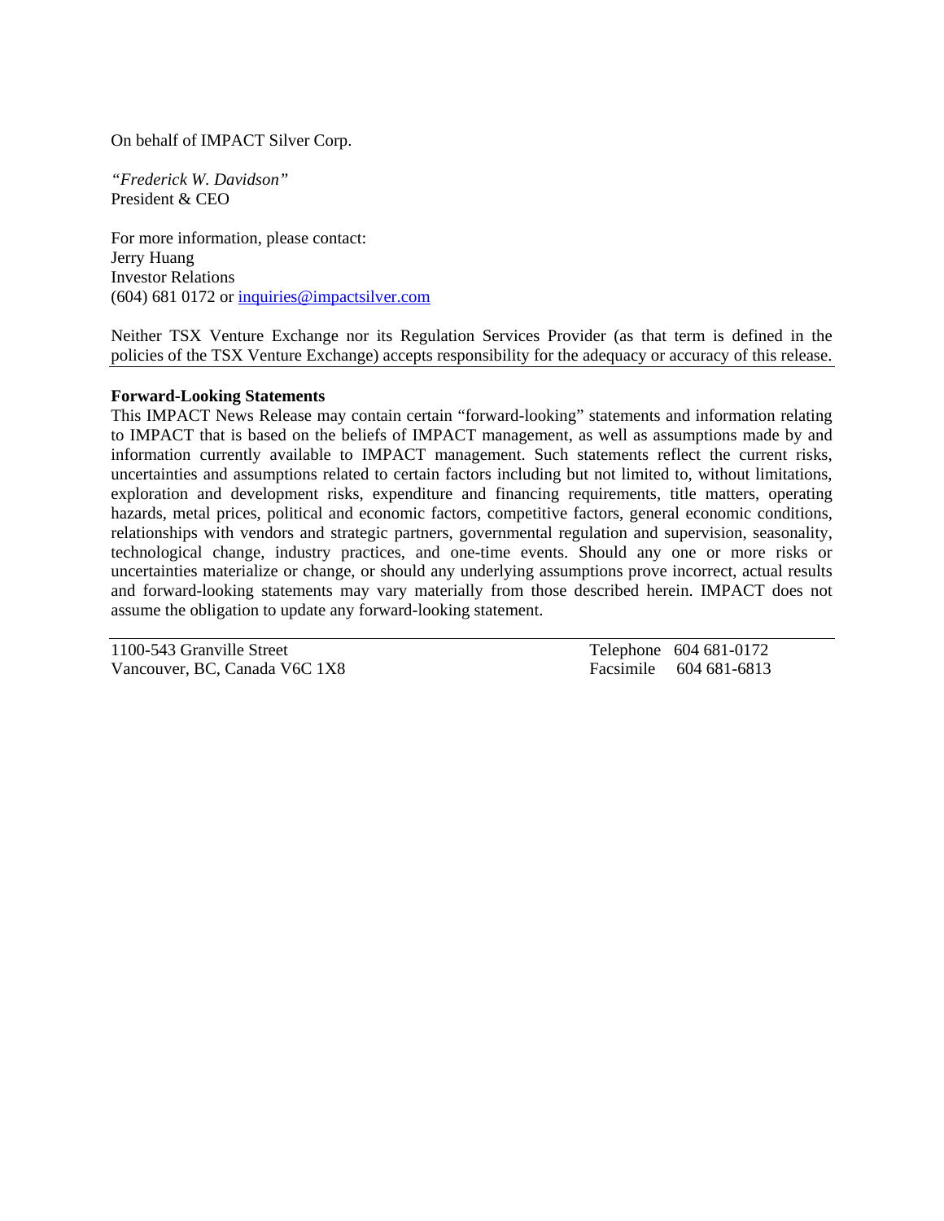On behalf of IMPACT Silver Corp.

*"Frederick W. Davidson"*
President & CEO

For more information, please contact:
Jerry Huang
Investor Relations
(604) 681 0172 or inquiries@impactsilver.com

Neither TSX Venture Exchange nor its Regulation Services Provider (as that term is defined in the policies of the TSX Venture Exchange) accepts responsibility for the adequacy or accuracy of this release.

**Forward-Looking Statements**

This IMPACT News Release may contain certain "forward-looking" statements and information relating to IMPACT that is based on the beliefs of IMPACT management, as well as assumptions made by and information currently available to IMPACT management. Such statements reflect the current risks, uncertainties and assumptions related to certain factors including but not limited to, without limitations, exploration and development risks, expenditure and financing requirements, title matters, operating hazards, metal prices, political and economic factors, competitive factors, general economic conditions, relationships with vendors and strategic partners, governmental regulation and supervision, seasonality, technological change, industry practices, and one-time events. Should any one or more risks or uncertainties materialize or change, or should any underlying assumptions prove incorrect, actual results and forward-looking statements may vary materially from those described herein. IMPACT does not assume the obligation to update any forward-looking statement.

1100-543 Granville Street
Vancouver, BC, Canada V6C 1X8

Telephone 604 681-0172
Facsimile 604 681-6813